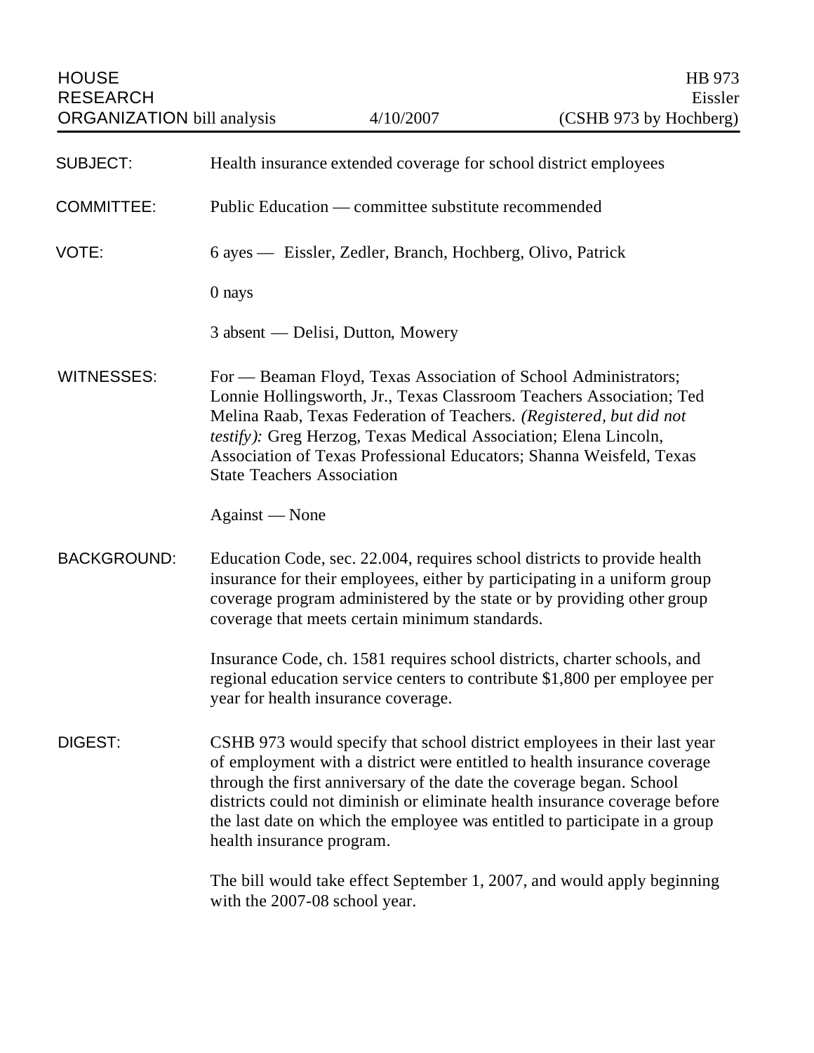HOUSE RESEARCH ORGANIZATION bill analysis | 4/10/2007 | HB 973 Eissler (CSHB 973 by Hochberg)

**SUBJECT:** Health insurance extended coverage for school district employees

**COMMITTEE:** Public Education — committee substitute recommended

**VOTE:** 6 ayes — Eissler, Zedler, Branch, Hochberg, Olivo, Patrick

0 nays

3 absent — Delisi, Dutton, Mowery

**WITNESSES:** For — Beaman Floyd, Texas Association of School Administrators; Lonnie Hollingsworth, Jr., Texas Classroom Teachers Association; Ted Melina Raab, Texas Federation of Teachers. *(Registered, but did not testify):* Greg Herzog, Texas Medical Association; Elena Lincoln, Association of Texas Professional Educators; Shanna Weisfeld, Texas State Teachers Association

Against — None

**BACKGROUND:** Education Code, sec. 22.004, requires school districts to provide health insurance for their employees, either by participating in a uniform group coverage program administered by the state or by providing other group coverage that meets certain minimum standards.

Insurance Code, ch. 1581 requires school districts, charter schools, and regional education service centers to contribute $1,800 per employee per year for health insurance coverage.

**DIGEST:** CSHB 973 would specify that school district employees in their last year of employment with a district were entitled to health insurance coverage through the first anniversary of the date the coverage began. School districts could not diminish or eliminate health insurance coverage before the last date on which the employee was entitled to participate in a group health insurance program.

The bill would take effect September 1, 2007, and would apply beginning with the 2007-08 school year.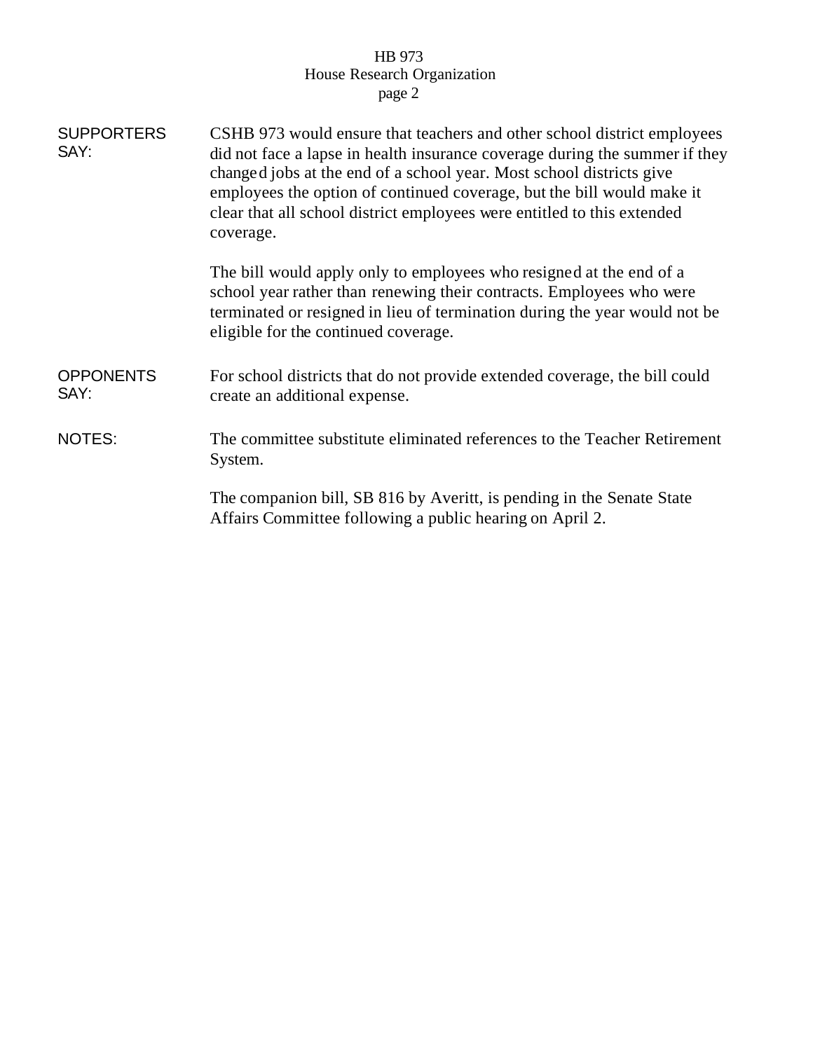**SUPPORTERS SAY:**

CSHB 973 would ensure that teachers and other school district employees did not face a lapse in health insurance coverage during the summer if they changed jobs at the end of a school year. Most school districts give employees the option of continued coverage, but the bill would make it clear that all school district employees were entitled to this extended coverage.

The bill would apply only to employees who resigned at the end of a school year rather than renewing their contracts. Employees who were terminated or resigned in lieu of termination during the year would not be eligible for the continued coverage.

**OPPONENTS SAY:**

For school districts that do not provide extended coverage, the bill could create an additional expense.

**NOTES:**

The committee substitute eliminated references to the Teacher Retirement System.

The companion bill, SB 816 by Averitt, is pending in the Senate State Affairs Committee following a public hearing on April 2.